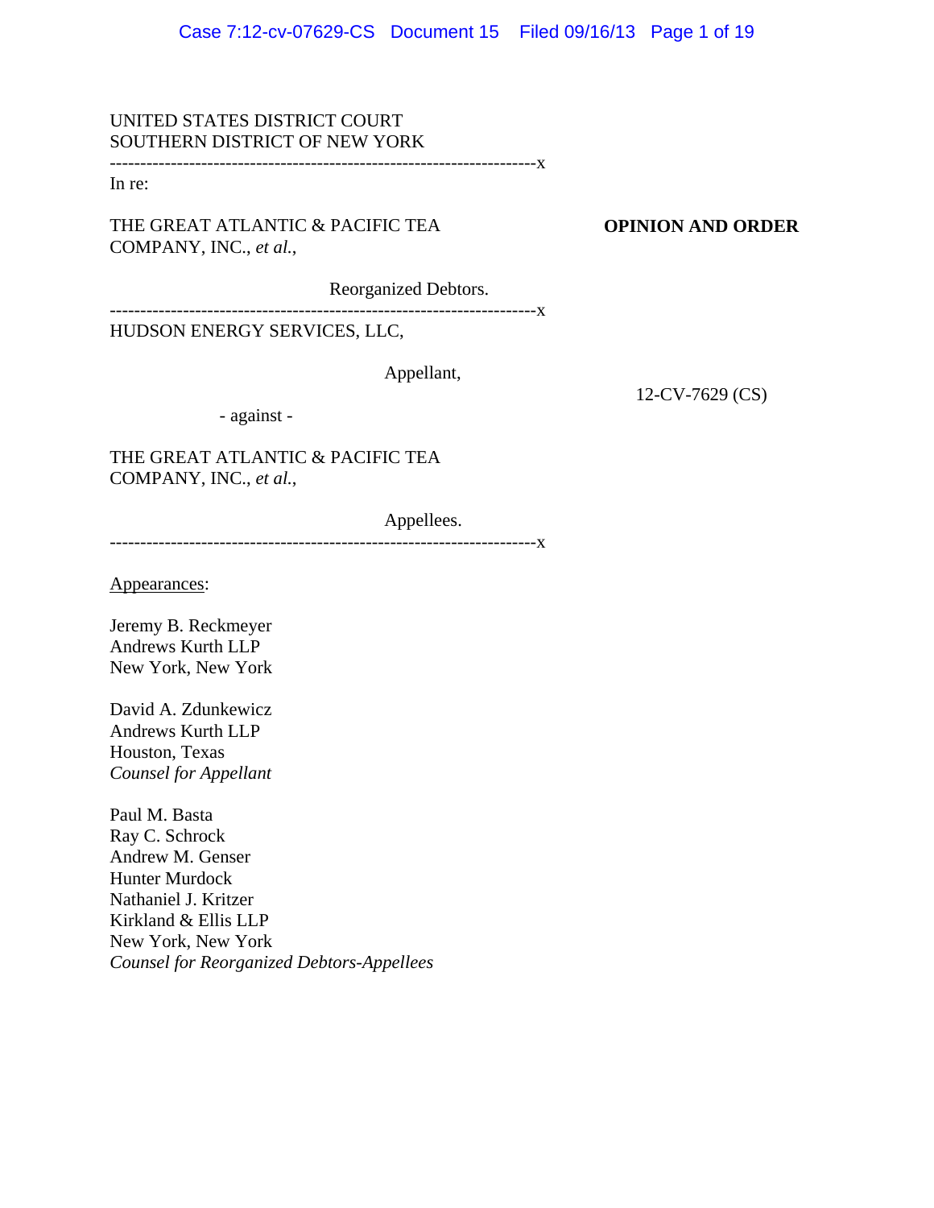UNITED STATES DISTRICT COURT
SOUTHERN DISTRICT OF NEW YORK

---------------------------------------------------------------------x

In re:

THE GREAT ATLANTIC & PACIFIC TEA COMPANY, INC., *et al.*,

Reorganized Debtors.

---------------------------------------------------------------------x

HUDSON ENERGY SERVICES, LLC,

Appellant,

- against -

THE GREAT ATLANTIC & PACIFIC TEA COMPANY, INC., *et al.*,

Appellees.

---------------------------------------------------------------------x

**OPINION AND ORDER**

12-CV-7629 (CS)

Appearances:

Jeremy B. Reckmeyer
Andrews Kurth LLP
New York, New York

David A. Zdunkewicz
Andrews Kurth LLP
Houston, Texas
*Counsel for Appellant*

Paul M. Basta
Ray C. Schrock
Andrew M. Genser
Hunter Murdock
Nathaniel J. Kritzer
Kirkland & Ellis LLP
New York, New York
*Counsel for Reorganized Debtors-Appellees*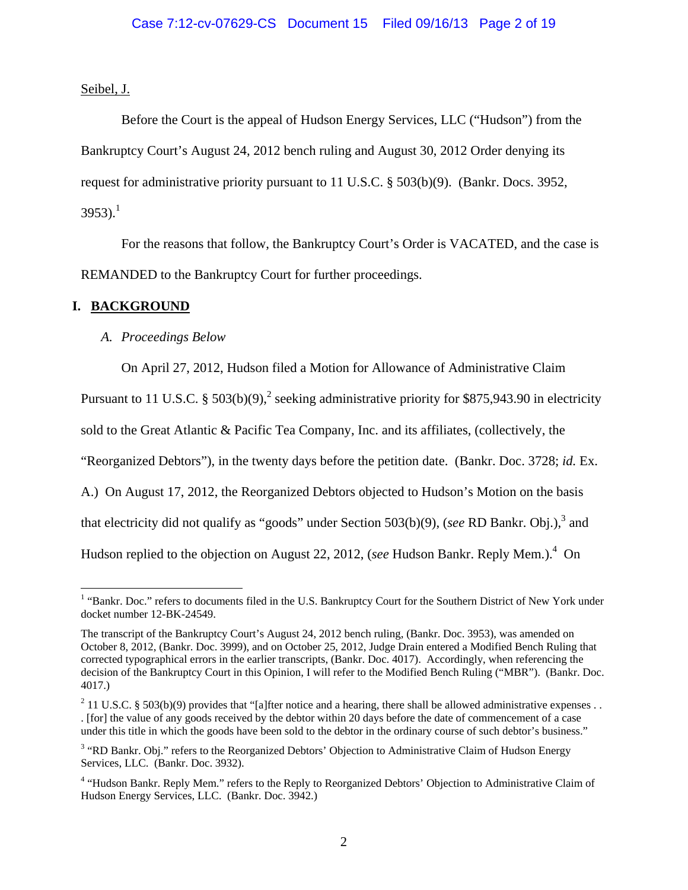Seibel, J.

Before the Court is the appeal of Hudson Energy Services, LLC ("Hudson") from the Bankruptcy Court's August 24, 2012 bench ruling and August 30, 2012 Order denying its request for administrative priority pursuant to 11 U.S.C. § 503(b)(9). (Bankr. Docs. 3952, 3953).[1]

For the reasons that follow, the Bankruptcy Court's Order is VACATED, and the case is REMANDED to the Bankruptcy Court for further proceedings.

# I. BACKGROUND

## A. *Proceedings Below*

On April 27, 2012, Hudson filed a Motion for Allowance of Administrative Claim Pursuant to 11 U.S.C. § 503(b)(9),[2] seeking administrative priority for $875,943.90 in electricity sold to the Great Atlantic & Pacific Tea Company, Inc. and its affiliates, (collectively, the "Reorganized Debtors"), in the twenty days before the petition date. (Bankr. Doc. 3728; *id.* Ex. A.) On August 17, 2012, the Reorganized Debtors objected to Hudson's Motion on the basis that electricity did not qualify as "goods" under Section 503(b)(9), (*see* RD Bankr. Obj.),[3] and Hudson replied to the objection on August 22, 2012, (*see* Hudson Bankr. Reply Mem.).[4] On

---

[1] "Bankr. Doc." refers to documents filed in the U.S. Bankruptcy Court for the Southern District of New York under docket number 12-BK-24549.

The transcript of the Bankruptcy Court's August 24, 2012 bench ruling, (Bankr. Doc. 3953), was amended on October 8, 2012, (Bankr. Doc. 3999), and on October 25, 2012, Judge Drain entered a Modified Bench Ruling that corrected typographical errors in the earlier transcripts, (Bankr. Doc. 4017). Accordingly, when referencing the decision of the Bankruptcy Court in this Opinion, I will refer to the Modified Bench Ruling ("MBR"). (Bankr. Doc. 4017.)

[2] 11 U.S.C. § 503(b)(9) provides that "[a]fter notice and a hearing, there shall be allowed administrative expenses . . . [for] the value of any goods received by the debtor within 20 days before the date of commencement of a case under this title in which the goods have been sold to the debtor in the ordinary course of such debtor's business."

[3] "RD Bankr. Obj." refers to the Reorganized Debtors' Objection to Administrative Claim of Hudson Energy Services, LLC. (Bankr. Doc. 3932).

[4] "Hudson Bankr. Reply Mem." refers to the Reply to Reorganized Debtors' Objection to Administrative Claim of Hudson Energy Services, LLC. (Bankr. Doc. 3942.)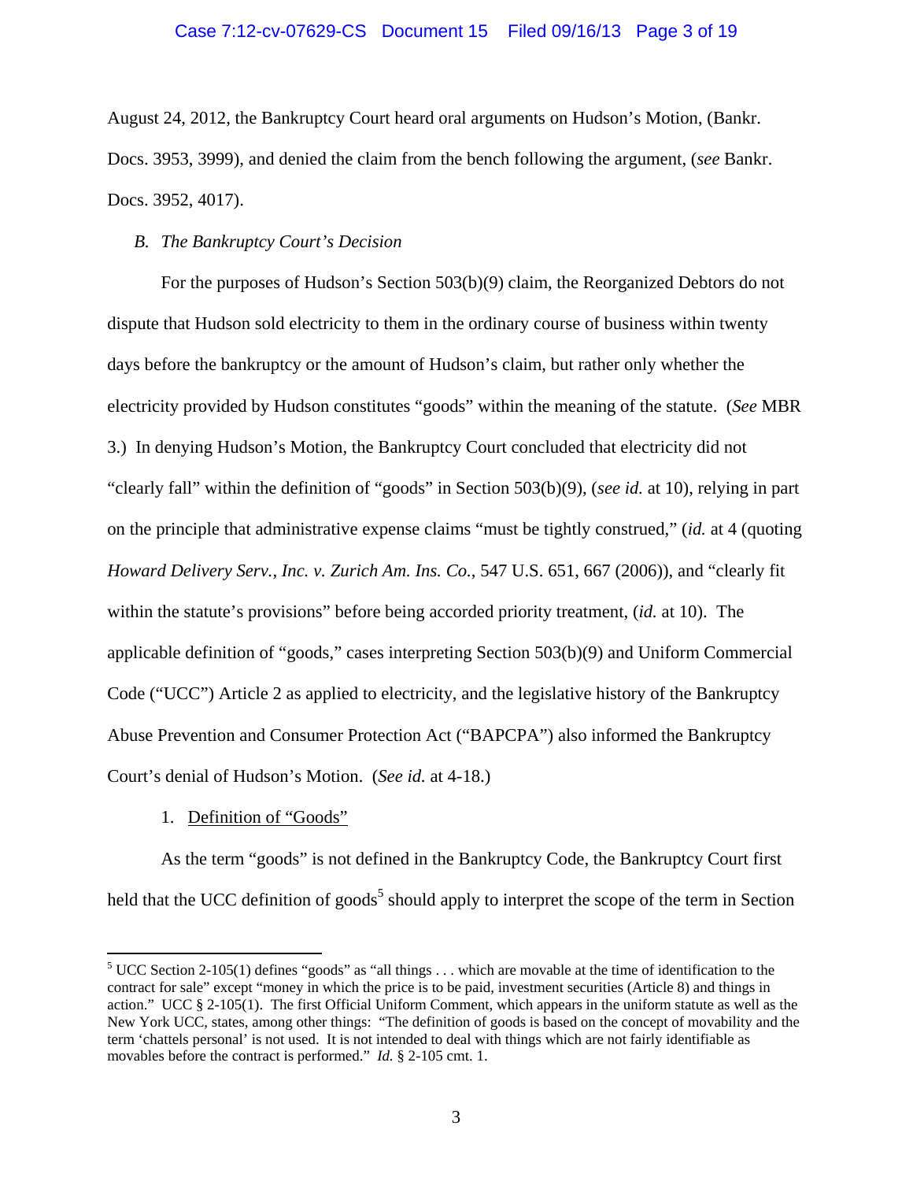August 24, 2012, the Bankruptcy Court heard oral arguments on Hudson's Motion, (Bankr. Docs. 3953, 3999), and denied the claim from the bench following the argument, (*see* Bankr. Docs. 3952, 4017).

*B. The Bankruptcy Court's Decision*

For the purposes of Hudson's Section 503(b)(9) claim, the Reorganized Debtors do not dispute that Hudson sold electricity to them in the ordinary course of business within twenty days before the bankruptcy or the amount of Hudson's claim, but rather only whether the electricity provided by Hudson constitutes "goods" within the meaning of the statute. (*See* MBR 3.) In denying Hudson's Motion, the Bankruptcy Court concluded that electricity did not "clearly fall" within the definition of "goods" in Section 503(b)(9), (*see id.* at 10), relying in part on the principle that administrative expense claims "must be tightly construed," (*id.* at 4 (quoting *Howard Delivery Serv., Inc. v. Zurich Am. Ins. Co.*, 547 U.S. 651, 667 (2006)), and "clearly fit within the statute's provisions" before being accorded priority treatment, (*id.* at 10). The applicable definition of "goods," cases interpreting Section 503(b)(9) and Uniform Commercial Code ("UCC") Article 2 as applied to electricity, and the legislative history of the Bankruptcy Abuse Prevention and Consumer Protection Act ("BAPCPA") also informed the Bankruptcy Court's denial of Hudson's Motion. (*See id.* at 4-18.)

1. <u>Definition of "Goods"</u>

As the term "goods" is not defined in the Bankruptcy Code, the Bankruptcy Court first held that the UCC definition of goods[5] should apply to interpret the scope of the term in Section

---

[5] UCC Section 2-105(1) defines "goods" as "all things . . . which are movable at the time of identification to the contract for sale" except "money in which the price is to be paid, investment securities (Article 8) and things in action." UCC § 2-105(1). The first Official Uniform Comment, which appears in the uniform statute as well as the New York UCC, states, among other things: "The definition of goods is based on the concept of movability and the term 'chattels personal' is not used. It is not intended to deal with things which are not fairly identifiable as movables before the contract is performed." *Id.* § 2-105 cmt. 1.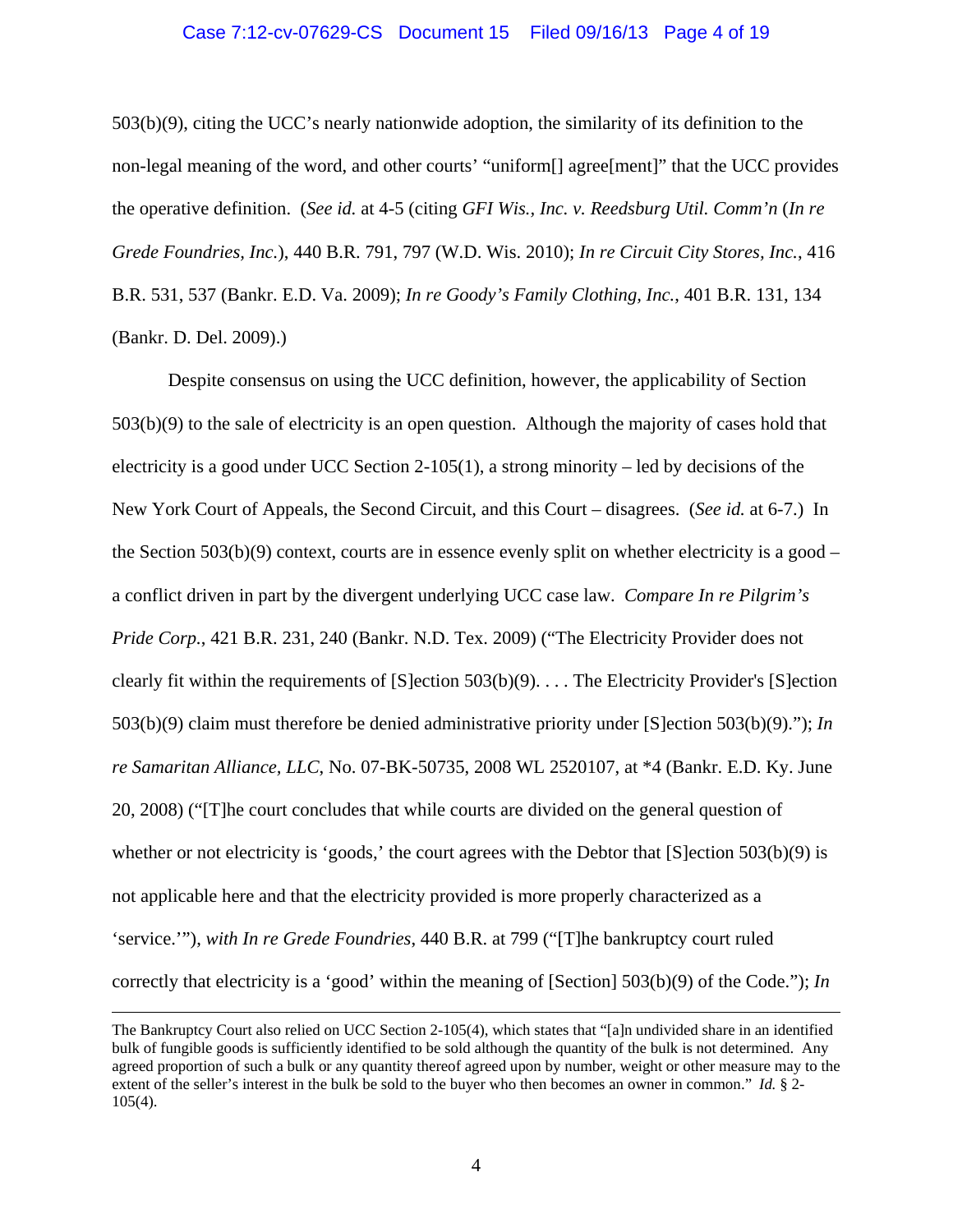503(b)(9), citing the UCC's nearly nationwide adoption, the similarity of its definition to the non-legal meaning of the word, and other courts' "uniform[] agree[ment]" that the UCC provides the operative definition. (*See id.* at 4-5 (citing *GFI Wis., Inc. v. Reedsburg Util. Comm'n* (*In re Grede Foundries, Inc.*), 440 B.R. 791, 797 (W.D. Wis. 2010); *In re Circuit City Stores, Inc.*, 416 B.R. 531, 537 (Bankr. E.D. Va. 2009); *In re Goody's Family Clothing, Inc.*, 401 B.R. 131, 134 (Bankr. D. Del. 2009).)

Despite consensus on using the UCC definition, however, the applicability of Section 503(b)(9) to the sale of electricity is an open question. Although the majority of cases hold that electricity is a good under UCC Section 2-105(1), a strong minority – led by decisions of the New York Court of Appeals, the Second Circuit, and this Court – disagrees. (*See id.* at 6-7.) In the Section 503(b)(9) context, courts are in essence evenly split on whether electricity is a good – a conflict driven in part by the divergent underlying UCC case law. *Compare In re Pilgrim's Pride Corp.*, 421 B.R. 231, 240 (Bankr. N.D. Tex. 2009) ("The Electricity Provider does not clearly fit within the requirements of [S]ection 503(b)(9). . . . The Electricity Provider's [S]ection 503(b)(9) claim must therefore be denied administrative priority under [S]ection 503(b)(9)."); *In re Samaritan Alliance, LLC*, No. 07-BK-50735, 2008 WL 2520107, at *4 (Bankr. E.D. Ky. June 20, 2008) ("[T]he court concludes that while courts are divided on the general question of whether or not electricity is 'goods,' the court agrees with the Debtor that [S]ection 503(b)(9) is not applicable here and that the electricity provided is more properly characterized as a 'service.'"), *with In re Grede Foundries*, 440 B.R. at 799 ("[T]he bankruptcy court ruled correctly that electricity is a 'good' within the meaning of [Section] 503(b)(9) of the Code."); *In*

---

The Bankruptcy Court also relied on UCC Section 2-105(4), which states that "[a]n undivided share in an identified bulk of fungible goods is sufficiently identified to be sold although the quantity of the bulk is not determined. Any agreed proportion of such a bulk or any quantity thereof agreed upon by number, weight or other measure may to the extent of the seller's interest in the bulk be sold to the buyer who then becomes an owner in common." *Id.* § 2-105(4).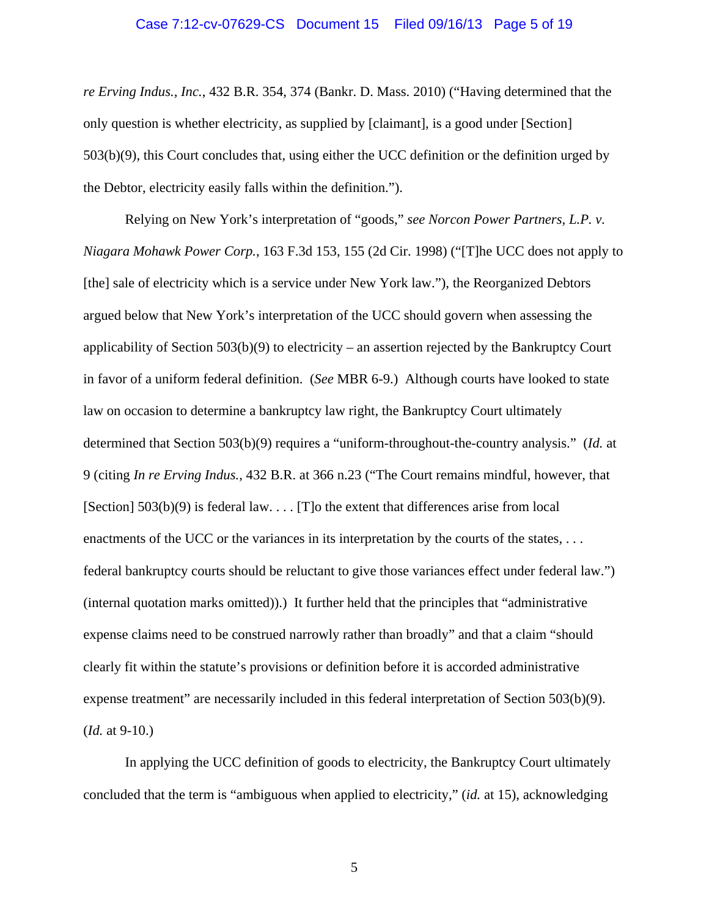*re Erving Indus., Inc.*, 432 B.R. 354, 374 (Bankr. D. Mass. 2010) ("Having determined that the only question is whether electricity, as supplied by [claimant], is a good under [Section] 503(b)(9), this Court concludes that, using either the UCC definition or the definition urged by the Debtor, electricity easily falls within the definition.").

Relying on New York's interpretation of "goods," *see Norcon Power Partners, L.P. v. Niagara Mohawk Power Corp.*, 163 F.3d 153, 155 (2d Cir. 1998) ("[T]he UCC does not apply to [the] sale of electricity which is a service under New York law."), the Reorganized Debtors argued below that New York's interpretation of the UCC should govern when assessing the applicability of Section 503(b)(9) to electricity – an assertion rejected by the Bankruptcy Court in favor of a uniform federal definition. (*See* MBR 6-9.) Although courts have looked to state law on occasion to determine a bankruptcy law right, the Bankruptcy Court ultimately determined that Section 503(b)(9) requires a "uniform-throughout-the-country analysis." (*Id.* at 9 (citing *In re Erving Indus.*, 432 B.R. at 366 n.23 ("The Court remains mindful, however, that [Section] 503(b)(9) is federal law. . . . [T]o the extent that differences arise from local enactments of the UCC or the variances in its interpretation by the courts of the states, . . . federal bankruptcy courts should be reluctant to give those variances effect under federal law.") (internal quotation marks omitted)).) It further held that the principles that "administrative expense claims need to be construed narrowly rather than broadly" and that a claim "should clearly fit within the statute's provisions or definition before it is accorded administrative expense treatment" are necessarily included in this federal interpretation of Section 503(b)(9). (*Id.* at 9-10.)

In applying the UCC definition of goods to electricity, the Bankruptcy Court ultimately concluded that the term is "ambiguous when applied to electricity," (*id.* at 15), acknowledging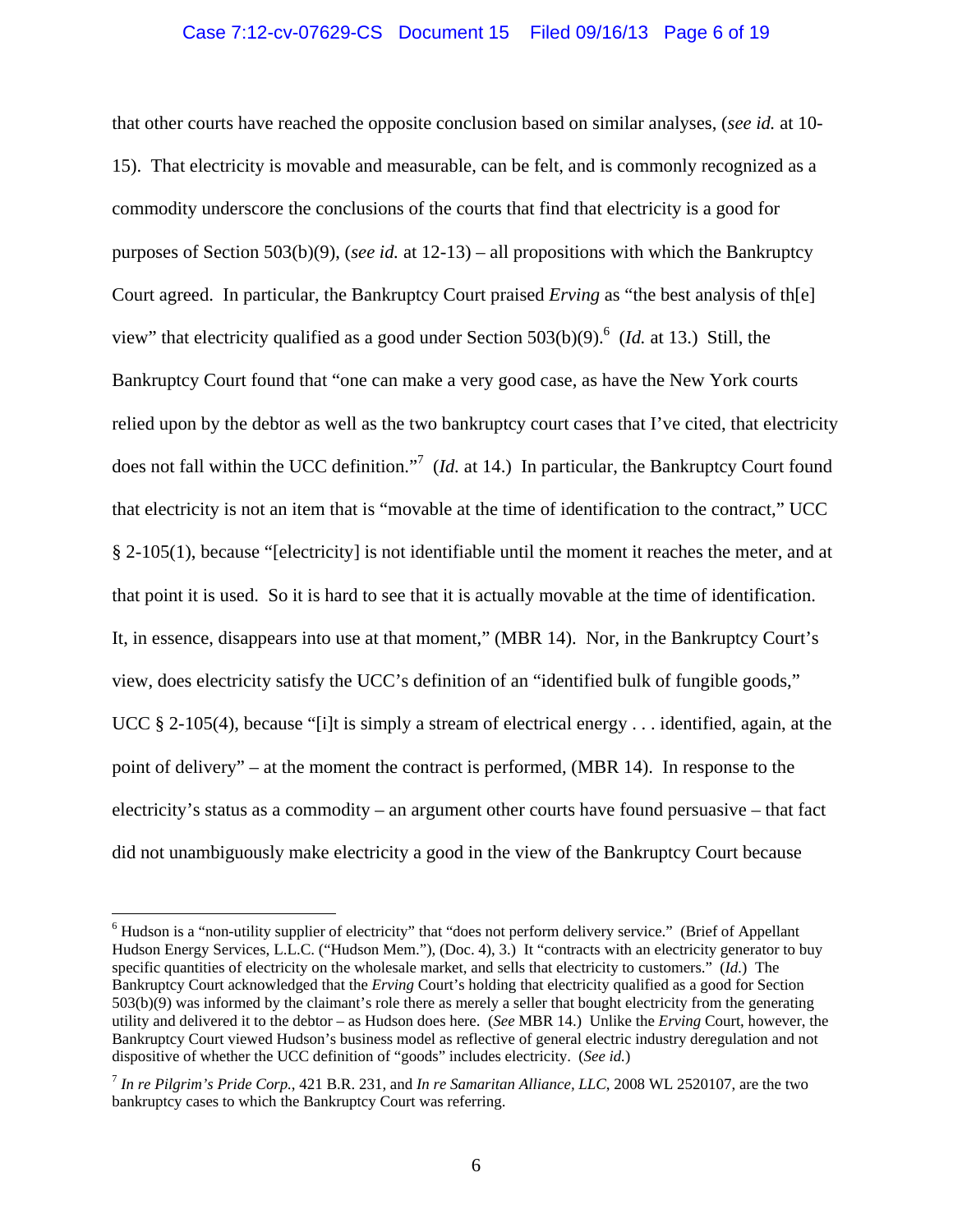that other courts have reached the opposite conclusion based on similar analyses, (*see id.* at 10-15). That electricity is movable and measurable, can be felt, and is commonly recognized as a commodity underscore the conclusions of the courts that find that electricity is a good for purposes of Section 503(b)(9), (*see id.* at 12-13) – all propositions with which the Bankruptcy Court agreed. In particular, the Bankruptcy Court praised *Erving* as "the best analysis of th[e] view" that electricity qualified as a good under Section 503(b)(9).[6] (*Id.* at 13.) Still, the Bankruptcy Court found that "one can make a very good case, as have the New York courts relied upon by the debtor as well as the two bankruptcy court cases that I've cited, that electricity does not fall within the UCC definition."[7] (*Id.* at 14.) In particular, the Bankruptcy Court found that electricity is not an item that is "movable at the time of identification to the contract," UCC § 2-105(1), because "[electricity] is not identifiable until the moment it reaches the meter, and at that point it is used. So it is hard to see that it is actually movable at the time of identification. It, in essence, disappears into use at that moment," (MBR 14). Nor, in the Bankruptcy Court's view, does electricity satisfy the UCC's definition of an "identified bulk of fungible goods," UCC § 2-105(4), because "[i]t is simply a stream of electrical energy . . . identified, again, at the point of delivery" – at the moment the contract is performed, (MBR 14). In response to the electricity's status as a commodity – an argument other courts have found persuasive – that fact did not unambiguously make electricity a good in the view of the Bankruptcy Court because

---

[6] Hudson is a "non-utility supplier of electricity" that "does not perform delivery service." (Brief of Appellant Hudson Energy Services, L.L.C. ("Hudson Mem."), (Doc. 4), 3.) It "contracts with an electricity generator to buy specific quantities of electricity on the wholesale market, and sells that electricity to customers." (*Id.*) The Bankruptcy Court acknowledged that the *Erving* Court's holding that electricity qualified as a good for Section 503(b)(9) was informed by the claimant's role there as merely a seller that bought electricity from the generating utility and delivered it to the debtor – as Hudson does here. (*See* MBR 14.) Unlike the *Erving* Court, however, the Bankruptcy Court viewed Hudson's business model as reflective of general electric industry deregulation and not dispositive of whether the UCC definition of "goods" includes electricity. (*See id.*)

[7] *In re Pilgrim's Pride Corp.*, 421 B.R. 231, and *In re Samaritan Alliance, LLC*, 2008 WL 2520107, are the two bankruptcy cases to which the Bankruptcy Court was referring.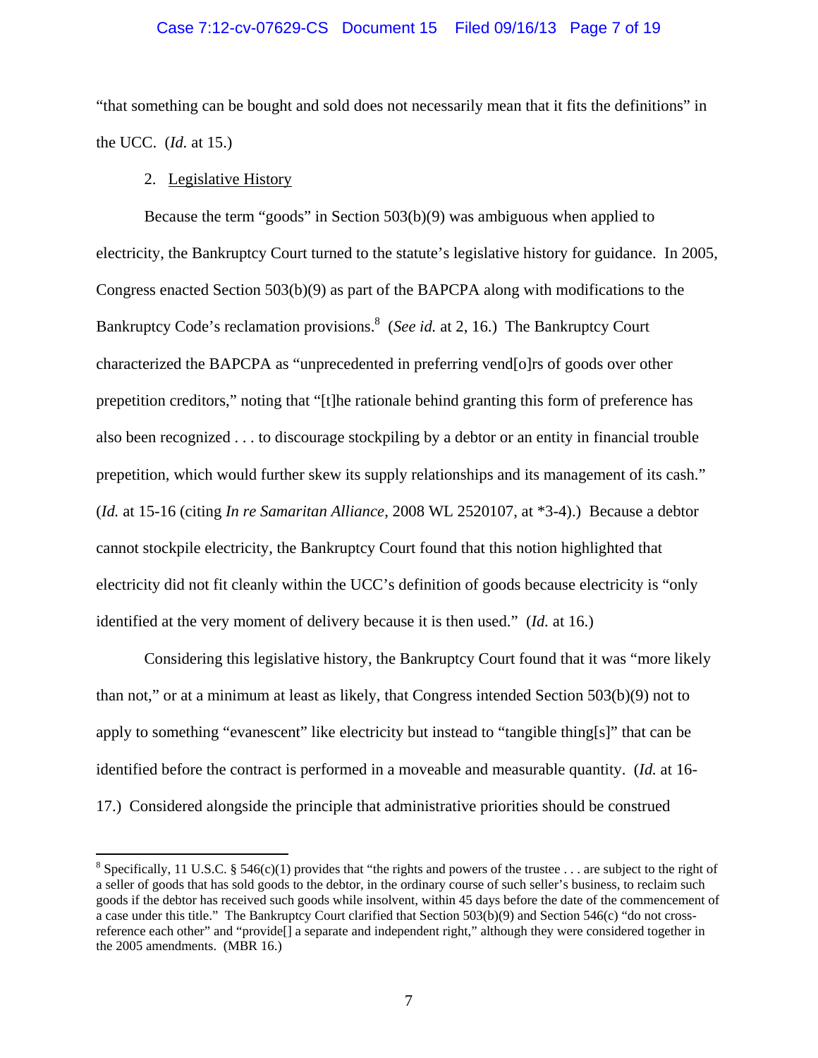"that something can be bought and sold does not necessarily mean that it fits the definitions" in the UCC. (*Id.* at 15.)

2. Legislative History

Because the term "goods" in Section 503(b)(9) was ambiguous when applied to electricity, the Bankruptcy Court turned to the statute's legislative history for guidance. In 2005, Congress enacted Section 503(b)(9) as part of the BAPCPA along with modifications to the Bankruptcy Code's reclamation provisions.[8] (*See id.* at 2, 16.) The Bankruptcy Court characterized the BAPCPA as "unprecedented in preferring vend[o]rs of goods over other prepetition creditors," noting that "[t]he rationale behind granting this form of preference has also been recognized . . . to discourage stockpiling by a debtor or an entity in financial trouble prepetition, which would further skew its supply relationships and its management of its cash." (*Id.* at 15-16 (citing *In re Samaritan Alliance*, 2008 WL 2520107, at *3-4).) Because a debtor cannot stockpile electricity, the Bankruptcy Court found that this notion highlighted that electricity did not fit cleanly within the UCC's definition of goods because electricity is "only identified at the very moment of delivery because it is then used." (*Id.* at 16.)

Considering this legislative history, the Bankruptcy Court found that it was "more likely than not," or at a minimum at least as likely, that Congress intended Section 503(b)(9) not to apply to something "evanescent" like electricity but instead to "tangible thing[s]" that can be identified before the contract is performed in a moveable and measurable quantity. (*Id.* at 16-17.) Considered alongside the principle that administrative priorities should be construed

---

[8] Specifically, 11 U.S.C. § 546(c)(1) provides that "the rights and powers of the trustee . . . are subject to the right of a seller of goods that has sold goods to the debtor, in the ordinary course of such seller's business, to reclaim such goods if the debtor has received such goods while insolvent, within 45 days before the date of the commencement of a case under this title." The Bankruptcy Court clarified that Section 503(b)(9) and Section 546(c) "do not cross-reference each other" and "provide[] a separate and independent right," although they were considered together in the 2005 amendments. (MBR 16.)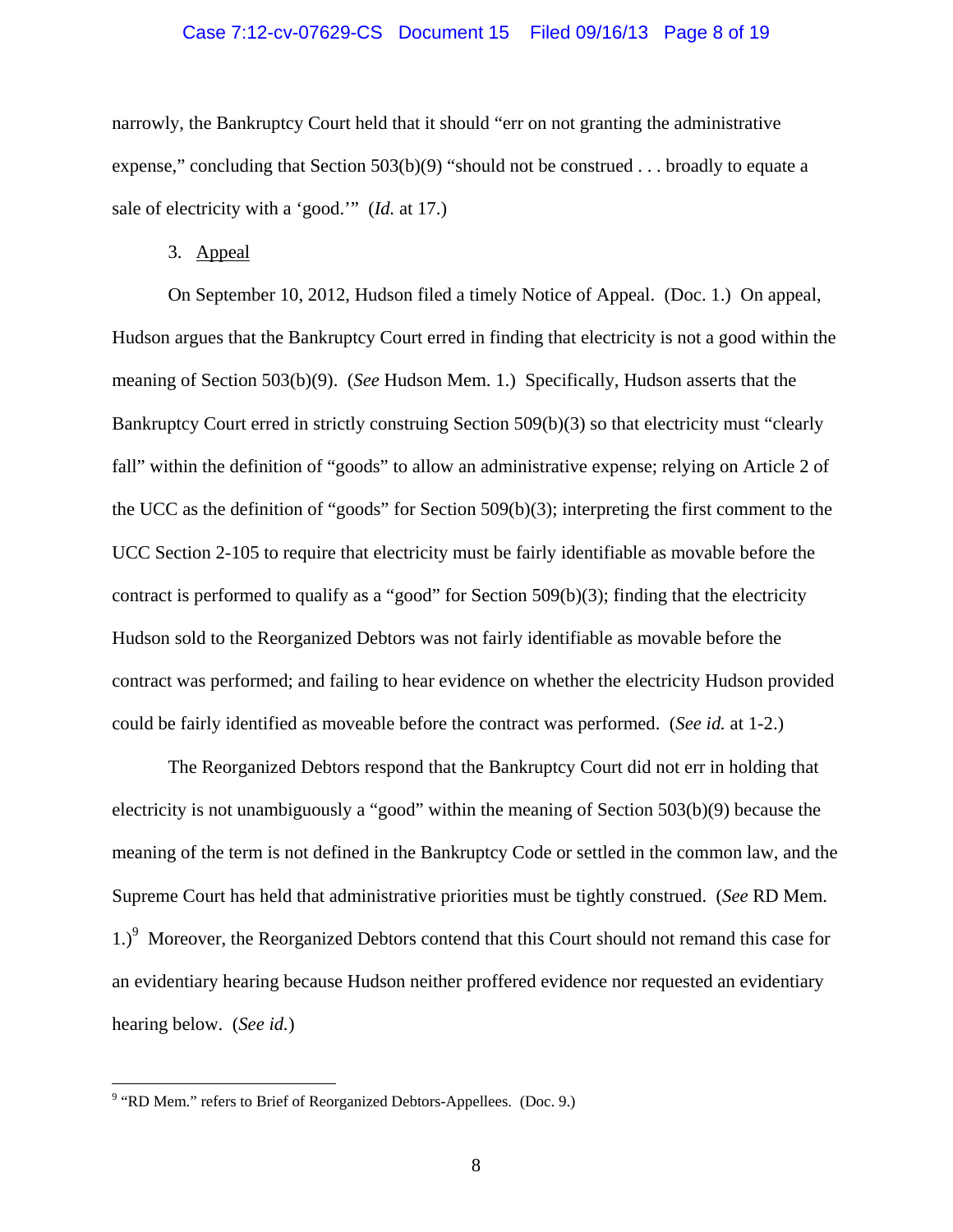narrowly, the Bankruptcy Court held that it should "err on not granting the administrative expense," concluding that Section 503(b)(9) "should not be construed . . . broadly to equate a sale of electricity with a 'good.'" (*Id.* at 17.)

3. Appeal

On September 10, 2012, Hudson filed a timely Notice of Appeal. (Doc. 1.) On appeal, Hudson argues that the Bankruptcy Court erred in finding that electricity is not a good within the meaning of Section 503(b)(9). (*See* Hudson Mem. 1.) Specifically, Hudson asserts that the Bankruptcy Court erred in strictly construing Section 509(b)(3) so that electricity must "clearly fall" within the definition of "goods" to allow an administrative expense; relying on Article 2 of the UCC as the definition of "goods" for Section 509(b)(3); interpreting the first comment to the UCC Section 2-105 to require that electricity must be fairly identifiable as movable before the contract is performed to qualify as a "good" for Section 509(b)(3); finding that the electricity Hudson sold to the Reorganized Debtors was not fairly identifiable as movable before the contract was performed; and failing to hear evidence on whether the electricity Hudson provided could be fairly identified as moveable before the contract was performed. (*See id.* at 1-2.)

The Reorganized Debtors respond that the Bankruptcy Court did not err in holding that electricity is not unambiguously a "good" within the meaning of Section 503(b)(9) because the meaning of the term is not defined in the Bankruptcy Code or settled in the common law, and the Supreme Court has held that administrative priorities must be tightly construed. (*See* RD Mem. 1.)[9] Moreover, the Reorganized Debtors contend that this Court should not remand this case for an evidentiary hearing because Hudson neither proffered evidence nor requested an evidentiary hearing below. (*See id.*)

[9] "RD Mem." refers to Brief of Reorganized Debtors-Appellees. (Doc. 9.)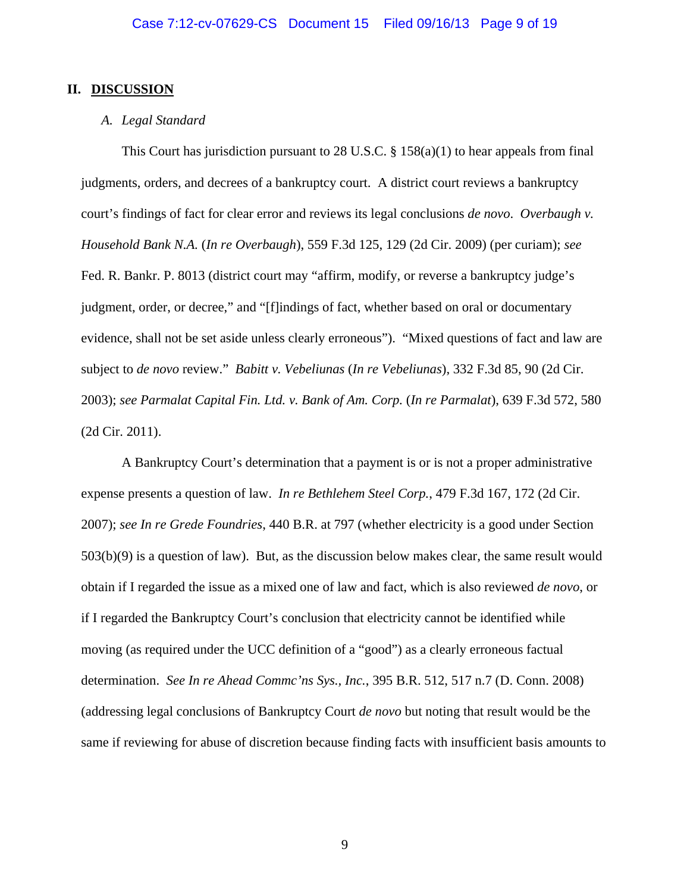## II. DISCUSSION

### *A. Legal Standard*

This Court has jurisdiction pursuant to 28 U.S.C. § 158(a)(1) to hear appeals from final judgments, orders, and decrees of a bankruptcy court. A district court reviews a bankruptcy court's findings of fact for clear error and reviews its legal conclusions *de novo*. *Overbaugh v. Household Bank N.A.* (*In re Overbaugh*), 559 F.3d 125, 129 (2d Cir. 2009) (per curiam); *see* Fed. R. Bankr. P. 8013 (district court may "affirm, modify, or reverse a bankruptcy judge's judgment, order, or decree," and "[f]indings of fact, whether based on oral or documentary evidence, shall not be set aside unless clearly erroneous"). "Mixed questions of fact and law are subject to *de novo* review." *Babitt v. Vebeliunas* (*In re Vebeliunas*), 332 F.3d 85, 90 (2d Cir. 2003); *see Parmalat Capital Fin. Ltd. v. Bank of Am. Corp.* (*In re Parmalat*), 639 F.3d 572, 580 (2d Cir. 2011).

A Bankruptcy Court's determination that a payment is or is not a proper administrative expense presents a question of law. *In re Bethlehem Steel Corp.*, 479 F.3d 167, 172 (2d Cir. 2007); *see In re Grede Foundries*, 440 B.R. at 797 (whether electricity is a good under Section 503(b)(9) is a question of law). But, as the discussion below makes clear, the same result would obtain if I regarded the issue as a mixed one of law and fact, which is also reviewed *de novo*, or if I regarded the Bankruptcy Court's conclusion that electricity cannot be identified while moving (as required under the UCC definition of a "good") as a clearly erroneous factual determination. *See In re Ahead Commc'ns Sys., Inc.*, 395 B.R. 512, 517 n.7 (D. Conn. 2008) (addressing legal conclusions of Bankruptcy Court *de novo* but noting that result would be the same if reviewing for abuse of discretion because finding facts with insufficient basis amounts to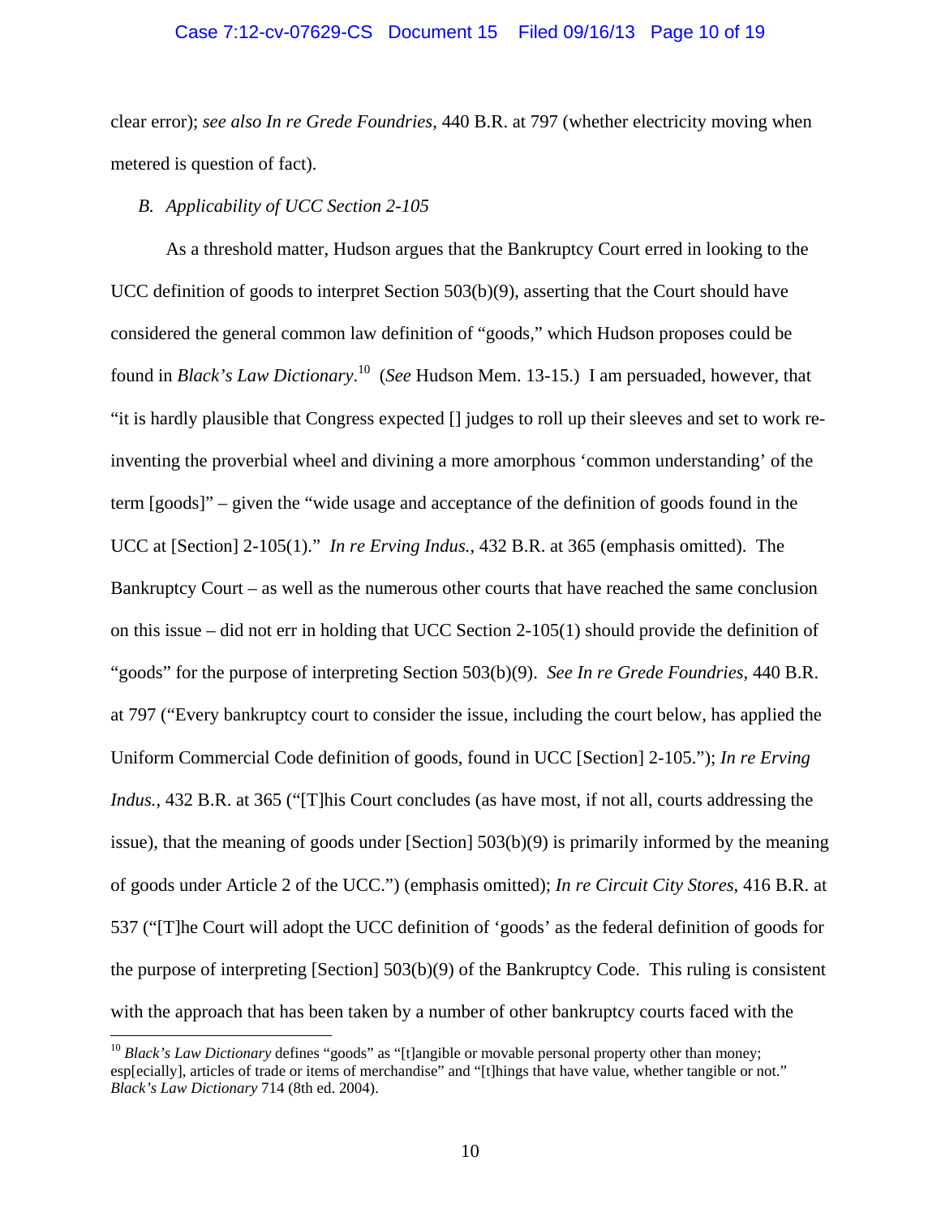clear error); *see also In re Grede Foundries*, 440 B.R. at 797 (whether electricity moving when metered is question of fact).

*B. Applicability of UCC Section 2-105*

As a threshold matter, Hudson argues that the Bankruptcy Court erred in looking to the UCC definition of goods to interpret Section 503(b)(9), asserting that the Court should have considered the general common law definition of "goods," which Hudson proposes could be found in *Black's Law Dictionary*.[10] (*See* Hudson Mem. 13-15.) I am persuaded, however, that "it is hardly plausible that Congress expected [] judges to roll up their sleeves and set to work re-inventing the proverbial wheel and divining a more amorphous 'common understanding' of the term [goods]" – given the "wide usage and acceptance of the definition of goods found in the UCC at [Section] 2-105(1)." *In re Erving Indus.*, 432 B.R. at 365 (emphasis omitted). The Bankruptcy Court – as well as the numerous other courts that have reached the same conclusion on this issue – did not err in holding that UCC Section 2-105(1) should provide the definition of "goods" for the purpose of interpreting Section 503(b)(9). *See In re Grede Foundries*, 440 B.R. at 797 ("Every bankruptcy court to consider the issue, including the court below, has applied the Uniform Commercial Code definition of goods, found in UCC [Section] 2-105."); *In re Erving Indus.*, 432 B.R. at 365 ("[T]his Court concludes (as have most, if not all, courts addressing the issue), that the meaning of goods under [Section] 503(b)(9) is primarily informed by the meaning of goods under Article 2 of the UCC.") (emphasis omitted); *In re Circuit City Stores*, 416 B.R. at 537 ("[T]he Court will adopt the UCC definition of 'goods' as the federal definition of goods for the purpose of interpreting [Section] 503(b)(9) of the Bankruptcy Code. This ruling is consistent with the approach that has been taken by a number of other bankruptcy courts faced with the

---

[10] *Black's Law Dictionary* defines "goods" as "[t]angible or movable personal property other than money; esp[ecially], articles of trade or items of merchandise" and "[t]hings that have value, whether tangible or not." *Black's Law Dictionary* 714 (8th ed. 2004).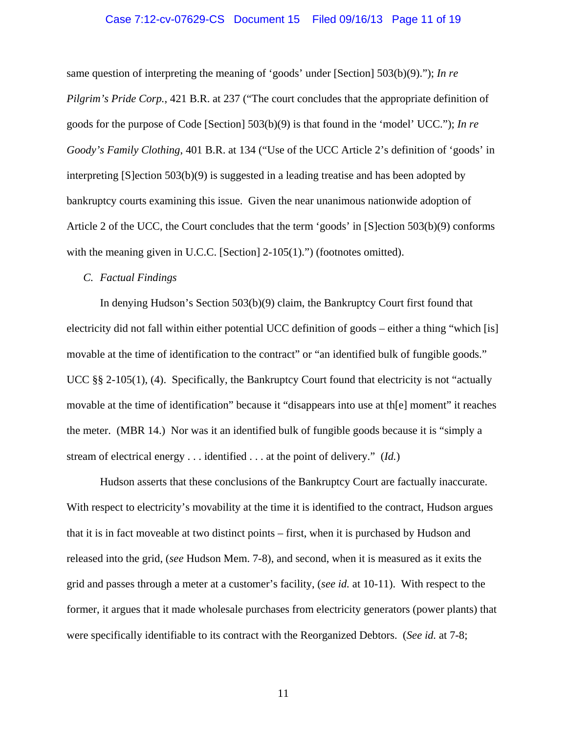same question of interpreting the meaning of 'goods' under [Section] 503(b)(9)."); *In re Pilgrim's Pride Corp.*, 421 B.R. at 237 ("The court concludes that the appropriate definition of goods for the purpose of Code [Section] 503(b)(9) is that found in the 'model' UCC."); *In re Goody's Family Clothing*, 401 B.R. at 134 ("Use of the UCC Article 2's definition of 'goods' in interpreting [S]ection 503(b)(9) is suggested in a leading treatise and has been adopted by bankruptcy courts examining this issue. Given the near unanimous nationwide adoption of Article 2 of the UCC, the Court concludes that the term 'goods' in [S]ection 503(b)(9) conforms with the meaning given in U.C.C. [Section] 2-105(1).") (footnotes omitted).

*C. Factual Findings*

In denying Hudson's Section 503(b)(9) claim, the Bankruptcy Court first found that electricity did not fall within either potential UCC definition of goods – either a thing "which [is] movable at the time of identification to the contract" or "an identified bulk of fungible goods." UCC §§ 2-105(1), (4). Specifically, the Bankruptcy Court found that electricity is not "actually movable at the time of identification" because it "disappears into use at th[e] moment" it reaches the meter. (MBR 14.) Nor was it an identified bulk of fungible goods because it is "simply a stream of electrical energy . . . identified . . . at the point of delivery." (*Id.*)

Hudson asserts that these conclusions of the Bankruptcy Court are factually inaccurate. With respect to electricity's movability at the time it is identified to the contract, Hudson argues that it is in fact moveable at two distinct points – first, when it is purchased by Hudson and released into the grid, (*see* Hudson Mem. 7-8), and second, when it is measured as it exits the grid and passes through a meter at a customer's facility, (*see id.* at 10-11). With respect to the former, it argues that it made wholesale purchases from electricity generators (power plants) that were specifically identifiable to its contract with the Reorganized Debtors. (*See id.* at 7-8;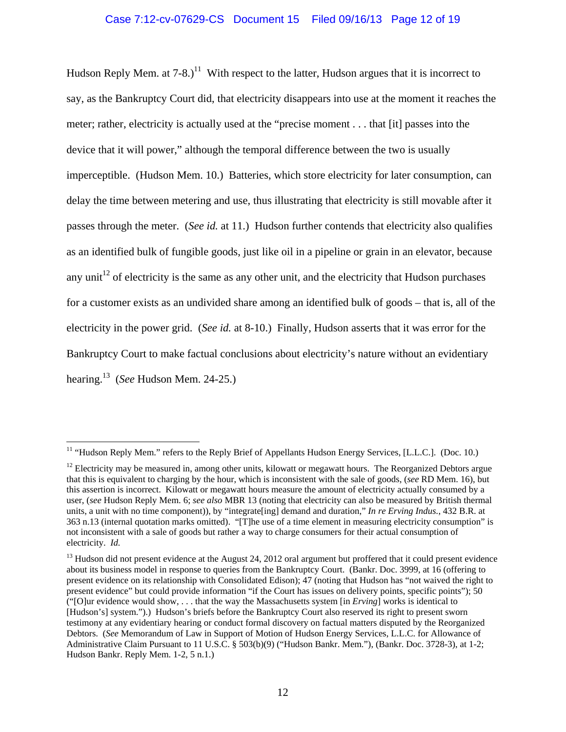Hudson Reply Mem. at 7-8.)[11] With respect to the latter, Hudson argues that it is incorrect to say, as the Bankruptcy Court did, that electricity disappears into use at the moment it reaches the meter; rather, electricity is actually used at the "precise moment . . . that [it] passes into the device that it will power," although the temporal difference between the two is usually imperceptible. (Hudson Mem. 10.) Batteries, which store electricity for later consumption, can delay the time between metering and use, thus illustrating that electricity is still movable after it passes through the meter. (*See id.* at 11.) Hudson further contends that electricity also qualifies as an identified bulk of fungible goods, just like oil in a pipeline or grain in an elevator, because any unit[12] of electricity is the same as any other unit, and the electricity that Hudson purchases for a customer exists as an undivided share among an identified bulk of goods – that is, all of the electricity in the power grid. (*See id.* at 8-10.) Finally, Hudson asserts that it was error for the Bankruptcy Court to make factual conclusions about electricity's nature without an evidentiary hearing.[13] (*See* Hudson Mem. 24-25.)

---

[11] "Hudson Reply Mem." refers to the Reply Brief of Appellants Hudson Energy Services, [L.L.C.]. (Doc. 10.)

[12] Electricity may be measured in, among other units, kilowatt or megawatt hours. The Reorganized Debtors argue that this is equivalent to charging by the hour, which is inconsistent with the sale of goods, (*see* RD Mem. 16), but this assertion is incorrect. Kilowatt or megawatt hours measure the amount of electricity actually consumed by a user, (*see* Hudson Reply Mem. 6; *see also* MBR 13 (noting that electricity can also be measured by British thermal units, a unit with no time component)), by "integrate[ing] demand and duration," *In re Erving Indus.*, 432 B.R. at 363 n.13 (internal quotation marks omitted). "[T]he use of a time element in measuring electricity consumption" is not inconsistent with a sale of goods but rather a way to charge consumers for their actual consumption of electricity. *Id.*

[13] Hudson did not present evidence at the August 24, 2012 oral argument but proffered that it could present evidence about its business model in response to queries from the Bankruptcy Court. (Bankr. Doc. 3999, at 16 (offering to present evidence on its relationship with Consolidated Edison); 47 (noting that Hudson has "not waived the right to present evidence" but could provide information "if the Court has issues on delivery points, specific points"); 50 ("[O]ur evidence would show, . . . that the way the Massachusetts system [in *Erving*] works is identical to [Hudson's] system.").) Hudson's briefs before the Bankruptcy Court also reserved its right to present sworn testimony at any evidentiary hearing or conduct formal discovery on factual matters disputed by the Reorganized Debtors. (*See* Memorandum of Law in Support of Motion of Hudson Energy Services, L.L.C. for Allowance of Administrative Claim Pursuant to 11 U.S.C. § 503(b)(9) ("Hudson Bankr. Mem."), (Bankr. Doc. 3728-3), at 1-2; Hudson Bankr. Reply Mem. 1-2, 5 n.1.)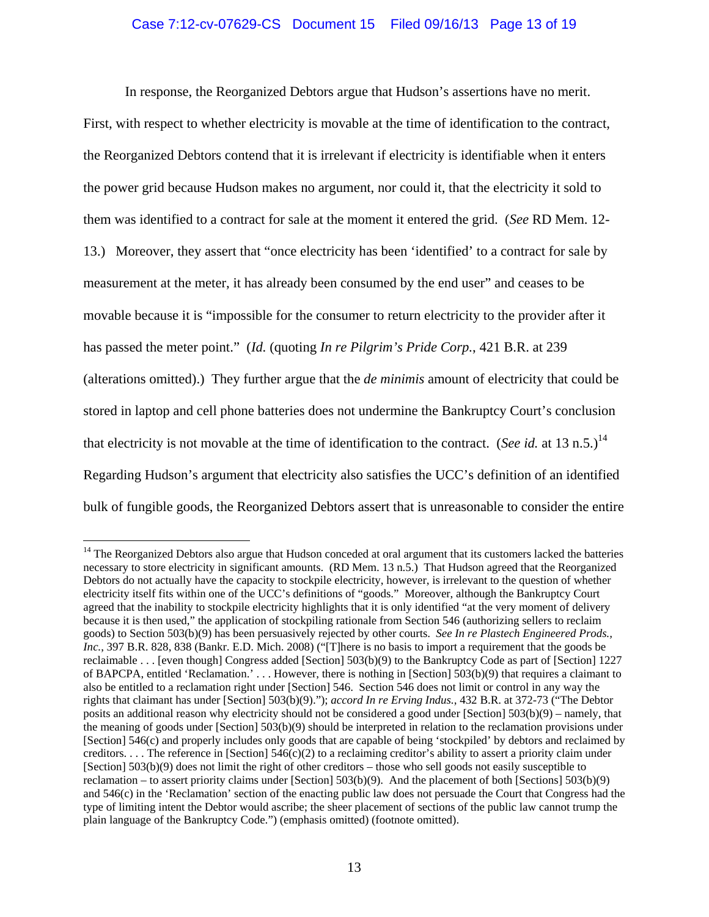In response, the Reorganized Debtors argue that Hudson's assertions have no merit. First, with respect to whether electricity is movable at the time of identification to the contract, the Reorganized Debtors contend that it is irrelevant if electricity is identifiable when it enters the power grid because Hudson makes no argument, nor could it, that the electricity it sold to them was identified to a contract for sale at the moment it entered the grid. (*See* RD Mem. 12-13.) Moreover, they assert that "once electricity has been 'identified' to a contract for sale by measurement at the meter, it has already been consumed by the end user" and ceases to be movable because it is "impossible for the consumer to return electricity to the provider after it has passed the meter point." (*Id.* (quoting *In re Pilgrim's Pride Corp.*, 421 B.R. at 239 (alterations omitted).) They further argue that the *de minimis* amount of electricity that could be stored in laptop and cell phone batteries does not undermine the Bankruptcy Court's conclusion that electricity is not movable at the time of identification to the contract. (*See id.* at 13 n.5.)[14] Regarding Hudson's argument that electricity also satisfies the UCC's definition of an identified bulk of fungible goods, the Reorganized Debtors assert that is unreasonable to consider the entire

---

[14] The Reorganized Debtors also argue that Hudson conceded at oral argument that its customers lacked the batteries necessary to store electricity in significant amounts. (RD Mem. 13 n.5.) That Hudson agreed that the Reorganized Debtors do not actually have the capacity to stockpile electricity, however, is irrelevant to the question of whether electricity itself fits within one of the UCC's definitions of "goods." Moreover, although the Bankruptcy Court agreed that the inability to stockpile electricity highlights that it is only identified "at the very moment of delivery because it is then used," the application of stockpiling rationale from Section 546 (authorizing sellers to reclaim goods) to Section 503(b)(9) has been persuasively rejected by other courts. *See In re Plastech Engineered Prods., Inc.*, 397 B.R. 828, 838 (Bankr. E.D. Mich. 2008) ("[T]here is no basis to import a requirement that the goods be reclaimable . . . [even though] Congress added [Section] 503(b)(9) to the Bankruptcy Code as part of [Section] 1227 of BAPCPA, entitled 'Reclamation.' . . . However, there is nothing in [Section] 503(b)(9) that requires a claimant to also be entitled to a reclamation right under [Section] 546. Section 546 does not limit or control in any way the rights that claimant has under [Section] 503(b)(9)."); *accord In re Erving Indus.*, 432 B.R. at 372-73 ("The Debtor posits an additional reason why electricity should not be considered a good under [Section] 503(b)(9) – namely, that the meaning of goods under [Section] 503(b)(9) should be interpreted in relation to the reclamation provisions under [Section] 546(c) and properly includes only goods that are capable of being 'stockpiled' by debtors and reclaimed by creditors. . . . The reference in [Section] 546(c)(2) to a reclaiming creditor's ability to assert a priority claim under [Section] 503(b)(9) does not limit the right of other creditors – those who sell goods not easily susceptible to reclamation – to assert priority claims under [Section] 503(b)(9). And the placement of both [Sections] 503(b)(9) and 546(c) in the 'Reclamation' section of the enacting public law does not persuade the Court that Congress had the type of limiting intent the Debtor would ascribe; the sheer placement of sections of the public law cannot trump the plain language of the Bankruptcy Code.") (emphasis omitted) (footnote omitted).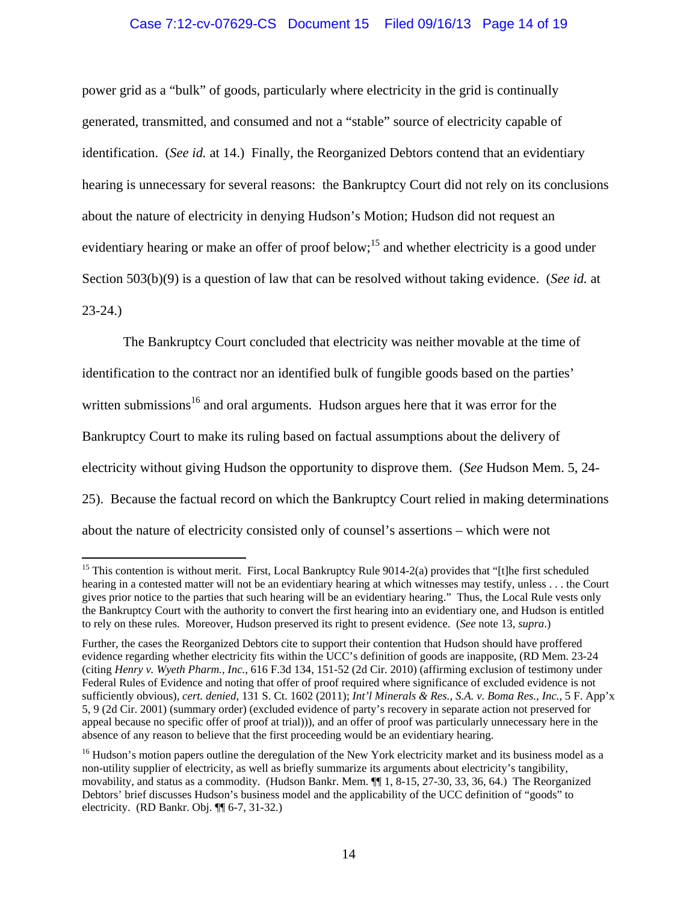power grid as a "bulk" of goods, particularly where electricity in the grid is continually generated, transmitted, and consumed and not a "stable" source of electricity capable of identification. (*See id.* at 14.) Finally, the Reorganized Debtors contend that an evidentiary hearing is unnecessary for several reasons: the Bankruptcy Court did not rely on its conclusions about the nature of electricity in denying Hudson's Motion; Hudson did not request an evidentiary hearing or make an offer of proof below;[15] and whether electricity is a good under Section 503(b)(9) is a question of law that can be resolved without taking evidence. (*See id.* at 23-24.)

The Bankruptcy Court concluded that electricity was neither movable at the time of identification to the contract nor an identified bulk of fungible goods based on the parties' written submissions[16] and oral arguments. Hudson argues here that it was error for the Bankruptcy Court to make its ruling based on factual assumptions about the delivery of electricity without giving Hudson the opportunity to disprove them. (*See* Hudson Mem. 5, 24-25). Because the factual record on which the Bankruptcy Court relied in making determinations about the nature of electricity consisted only of counsel's assertions – which were not

---

[15] This contention is without merit. First, Local Bankruptcy Rule 9014-2(a) provides that "[t]he first scheduled hearing in a contested matter will not be an evidentiary hearing at which witnesses may testify, unless . . . the Court gives prior notice to the parties that such hearing will be an evidentiary hearing." Thus, the Local Rule vests only the Bankruptcy Court with the authority to convert the first hearing into an evidentiary one, and Hudson is entitled to rely on these rules. Moreover, Hudson preserved its right to present evidence. (*See* note 13, *supra*.)

Further, the cases the Reorganized Debtors cite to support their contention that Hudson should have proffered evidence regarding whether electricity fits within the UCC's definition of goods are inapposite, (RD Mem. 23-24 (citing *Henry v. Wyeth Pharm., Inc.*, 616 F.3d 134, 151-52 (2d Cir. 2010) (affirming exclusion of testimony under Federal Rules of Evidence and noting that offer of proof required where significance of excluded evidence is not sufficiently obvious), *cert. denied*, 131 S. Ct. 1602 (2011); *Int'l Minerals & Res., S.A. v. Boma Res., Inc.*, 5 F. App'x 5, 9 (2d Cir. 2001) (summary order) (excluded evidence of party's recovery in separate action not preserved for appeal because no specific offer of proof at trial))), and an offer of proof was particularly unnecessary here in the absence of any reason to believe that the first proceeding would be an evidentiary hearing.

[16] Hudson's motion papers outline the deregulation of the New York electricity market and its business model as a non-utility supplier of electricity, as well as briefly summarize its arguments about electricity's tangibility, movability, and status as a commodity. (Hudson Bankr. Mem. ¶¶ 1, 8-15, 27-30, 33, 36, 64.) The Reorganized Debtors' brief discusses Hudson's business model and the applicability of the UCC definition of "goods" to electricity. (RD Bankr. Obj. ¶¶ 6-7, 31-32.)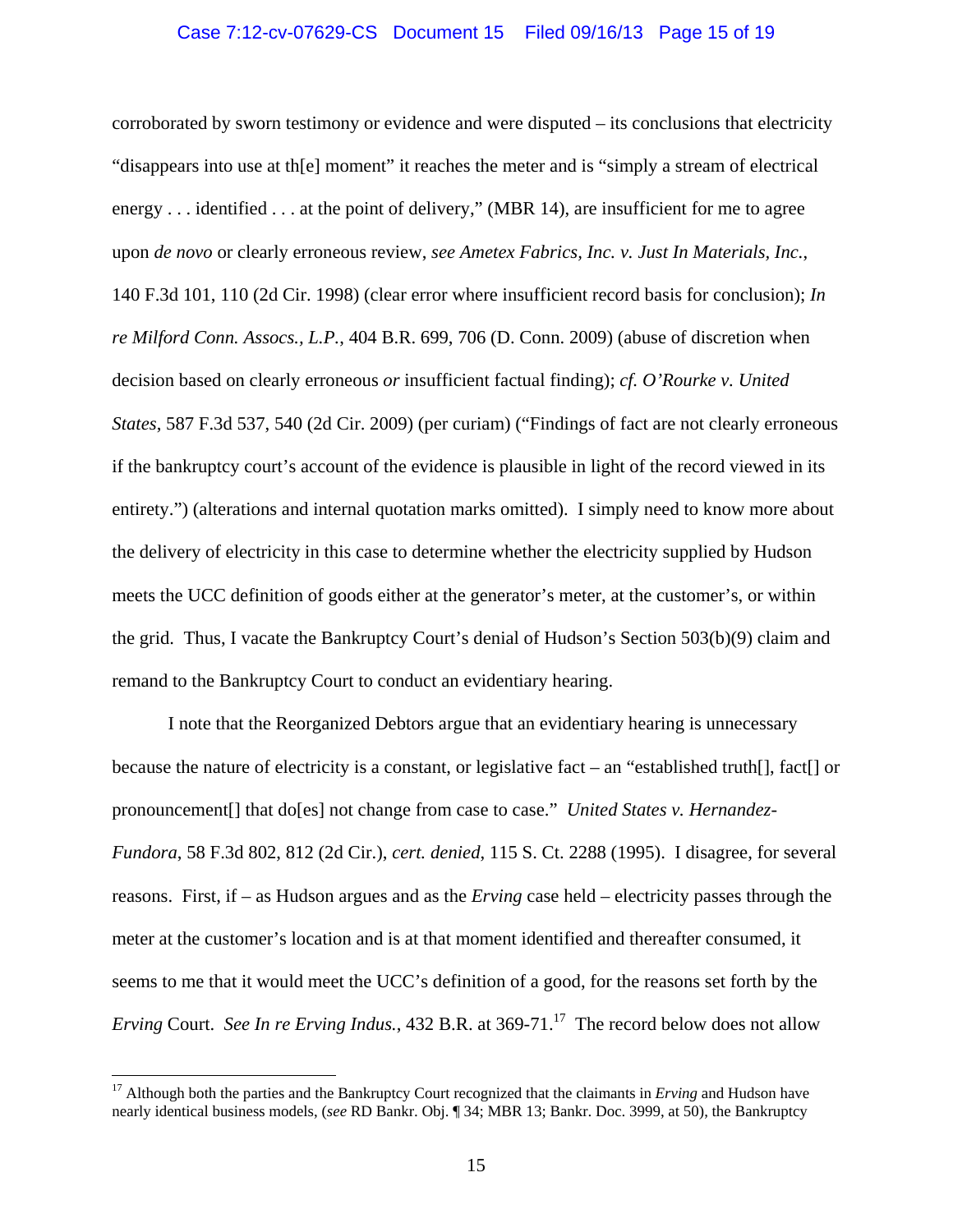corroborated by sworn testimony or evidence and were disputed – its conclusions that electricity "disappears into use at th[e] moment" it reaches the meter and is "simply a stream of electrical energy . . . identified . . . at the point of delivery," (MBR 14), are insufficient for me to agree upon *de novo* or clearly erroneous review, *see Ametex Fabrics, Inc. v. Just In Materials, Inc.*, 140 F.3d 101, 110 (2d Cir. 1998) (clear error where insufficient record basis for conclusion); *In re Milford Conn. Assocs., L.P.*, 404 B.R. 699, 706 (D. Conn. 2009) (abuse of discretion when decision based on clearly erroneous *or* insufficient factual finding); *cf. O'Rourke v. United States*, 587 F.3d 537, 540 (2d Cir. 2009) (per curiam) ("Findings of fact are not clearly erroneous if the bankruptcy court's account of the evidence is plausible in light of the record viewed in its entirety.") (alterations and internal quotation marks omitted). I simply need to know more about the delivery of electricity in this case to determine whether the electricity supplied by Hudson meets the UCC definition of goods either at the generator's meter, at the customer's, or within the grid. Thus, I vacate the Bankruptcy Court's denial of Hudson's Section 503(b)(9) claim and remand to the Bankruptcy Court to conduct an evidentiary hearing.

I note that the Reorganized Debtors argue that an evidentiary hearing is unnecessary because the nature of electricity is a constant, or legislative fact – an "established truth[], fact[] or pronouncement[] that do[es] not change from case to case." *United States v. Hernandez-Fundora*, 58 F.3d 802, 812 (2d Cir.), *cert. denied*, 115 S. Ct. 2288 (1995). I disagree, for several reasons. First, if – as Hudson argues and as the *Erving* case held – electricity passes through the meter at the customer's location and is at that moment identified and thereafter consumed, it seems to me that it would meet the UCC's definition of a good, for the reasons set forth by the *Erving* Court. *See In re Erving Indus.*, 432 B.R. at 369-71.[17] The record below does not allow

---

[17] Although both the parties and the Bankruptcy Court recognized that the claimants in *Erving* and Hudson have nearly identical business models, (*see* RD Bankr. Obj. ¶ 34; MBR 13; Bankr. Doc. 3999, at 50), the Bankruptcy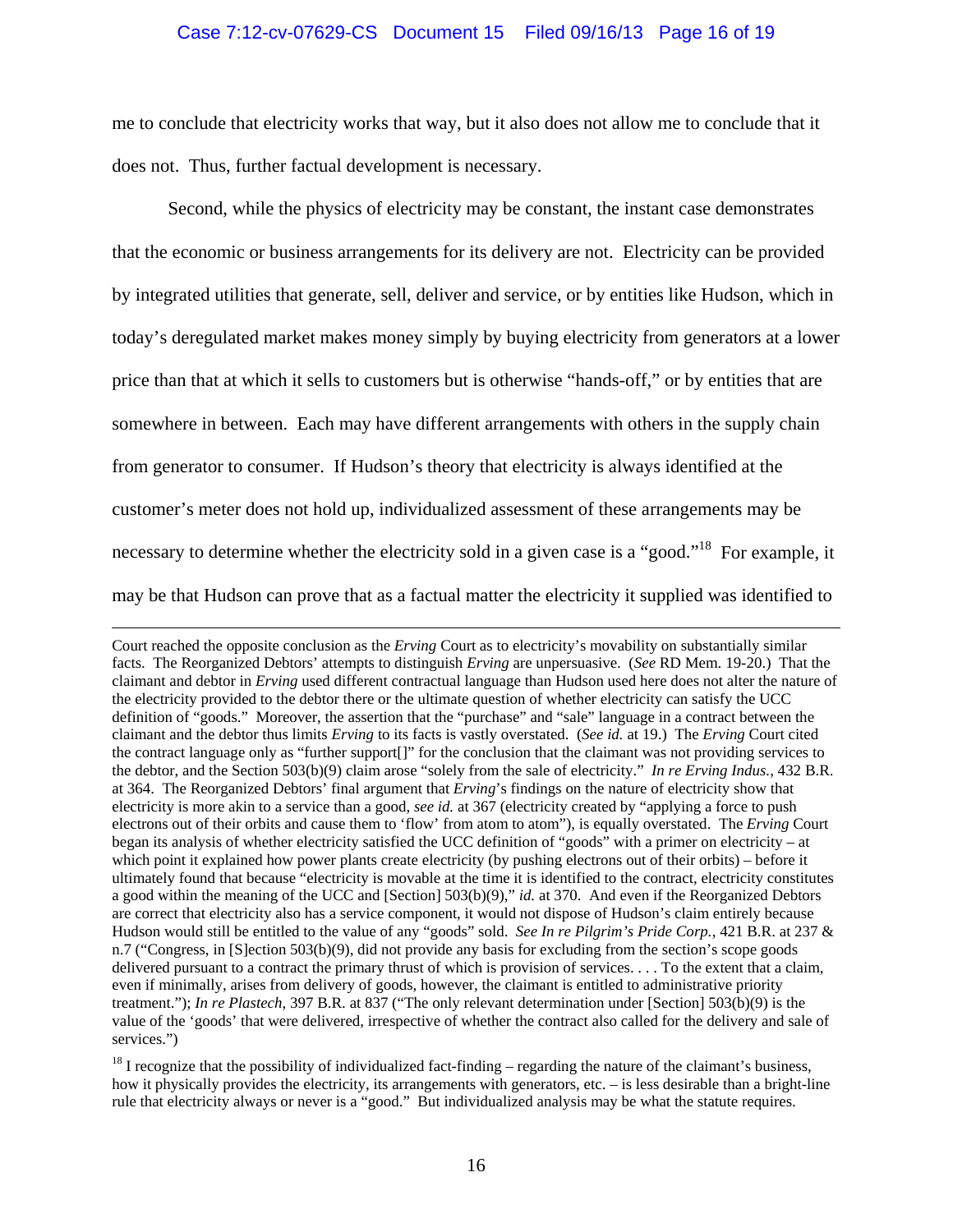me to conclude that electricity works that way, but it also does not allow me to conclude that it does not. Thus, further factual development is necessary.

Second, while the physics of electricity may be constant, the instant case demonstrates that the economic or business arrangements for its delivery are not. Electricity can be provided by integrated utilities that generate, sell, deliver and service, or by entities like Hudson, which in today's deregulated market makes money simply by buying electricity from generators at a lower price than that at which it sells to customers but is otherwise "hands-off," or by entities that are somewhere in between. Each may have different arrangements with others in the supply chain from generator to consumer. If Hudson's theory that electricity is always identified at the customer's meter does not hold up, individualized assessment of these arrangements may be necessary to determine whether the electricity sold in a given case is a "good."[18] For example, it may be that Hudson can prove that as a factual matter the electricity it supplied was identified to

---

Court reached the opposite conclusion as the *Erving* Court as to electricity's movability on substantially similar facts. The Reorganized Debtors' attempts to distinguish *Erving* are unpersuasive. (*See* RD Mem. 19-20.) That the claimant and debtor in *Erving* used different contractual language than Hudson used here does not alter the nature of the electricity provided to the debtor there or the ultimate question of whether electricity can satisfy the UCC definition of "goods." Moreover, the assertion that the "purchase" and "sale" language in a contract between the claimant and the debtor thus limits *Erving* to its facts is vastly overstated. (*See id.* at 19.) The *Erving* Court cited the contract language only as "further support[]" for the conclusion that the claimant was not providing services to the debtor, and the Section 503(b)(9) claim arose "solely from the sale of electricity." *In re Erving Indus.*, 432 B.R. at 364. The Reorganized Debtors' final argument that *Erving*'s findings on the nature of electricity show that electricity is more akin to a service than a good, *see id.* at 367 (electricity created by "applying a force to push electrons out of their orbits and cause them to 'flow' from atom to atom"), is equally overstated. The *Erving* Court began its analysis of whether electricity satisfied the UCC definition of "goods" with a primer on electricity – at which point it explained how power plants create electricity (by pushing electrons out of their orbits) – before it ultimately found that because "electricity is movable at the time it is identified to the contract, electricity constitutes a good within the meaning of the UCC and [Section] 503(b)(9)," *id.* at 370. And even if the Reorganized Debtors are correct that electricity also has a service component, it would not dispose of Hudson's claim entirely because Hudson would still be entitled to the value of any "goods" sold. *See In re Pilgrim's Pride Corp.*, 421 B.R. at 237 & n.7 ("Congress, in [S]ection 503(b)(9), did not provide any basis for excluding from the section's scope goods delivered pursuant to a contract the primary thrust of which is provision of services. . . . To the extent that a claim, even if minimally, arises from delivery of goods, however, the claimant is entitled to administrative priority treatment."); *In re Plastech*, 397 B.R. at 837 ("The only relevant determination under [Section] 503(b)(9) is the value of the 'goods' that were delivered, irrespective of whether the contract also called for the delivery and sale of services.")

[18] I recognize that the possibility of individualized fact-finding – regarding the nature of the claimant's business, how it physically provides the electricity, its arrangements with generators, etc. – is less desirable than a bright-line rule that electricity always or never is a "good." But individualized analysis may be what the statute requires.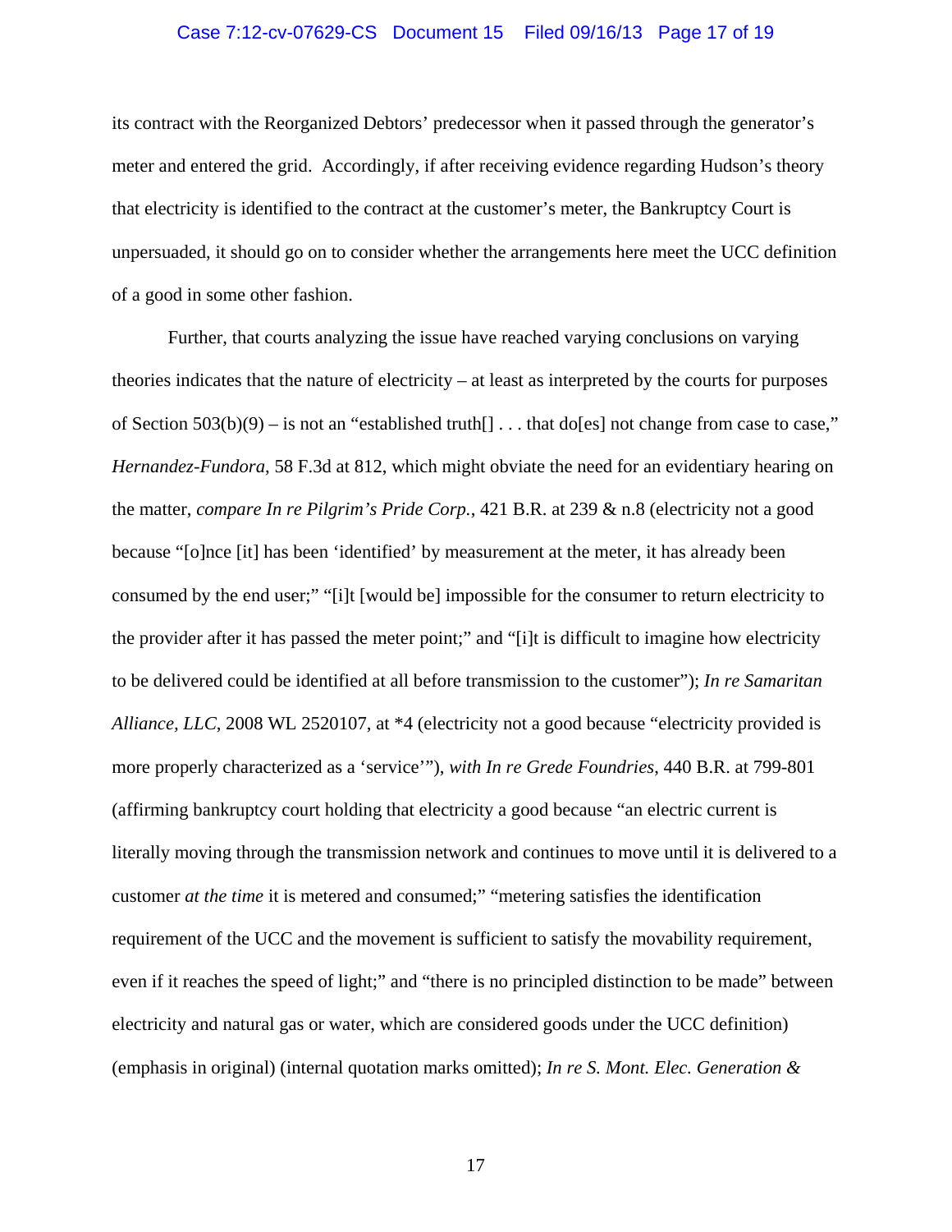its contract with the Reorganized Debtors' predecessor when it passed through the generator's meter and entered the grid. Accordingly, if after receiving evidence regarding Hudson's theory that electricity is identified to the contract at the customer's meter, the Bankruptcy Court is unpersuaded, it should go on to consider whether the arrangements here meet the UCC definition of a good in some other fashion.

Further, that courts analyzing the issue have reached varying conclusions on varying theories indicates that the nature of electricity – at least as interpreted by the courts for purposes of Section 503(b)(9) – is not an "established truth[] . . . that do[es] not change from case to case," *Hernandez-Fundora*, 58 F.3d at 812, which might obviate the need for an evidentiary hearing on the matter, *compare In re Pilgrim's Pride Corp.*, 421 B.R. at 239 & n.8 (electricity not a good because "[o]nce [it] has been 'identified' by measurement at the meter, it has already been consumed by the end user;" "[i]t [would be] impossible for the consumer to return electricity to the provider after it has passed the meter point;" and "[i]t is difficult to imagine how electricity to be delivered could be identified at all before transmission to the customer"); *In re Samaritan Alliance, LLC*, 2008 WL 2520107, at *4 (electricity not a good because "electricity provided is more properly characterized as a 'service'"), *with In re Grede Foundries*, 440 B.R. at 799-801 (affirming bankruptcy court holding that electricity a good because "an electric current is literally moving through the transmission network and continues to move until it is delivered to a customer *at the time* it is metered and consumed;" "metering satisfies the identification requirement of the UCC and the movement is sufficient to satisfy the movability requirement, even if it reaches the speed of light;" and "there is no principled distinction to be made" between electricity and natural gas or water, which are considered goods under the UCC definition) (emphasis in original) (internal quotation marks omitted); *In re S. Mont. Elec. Generation &*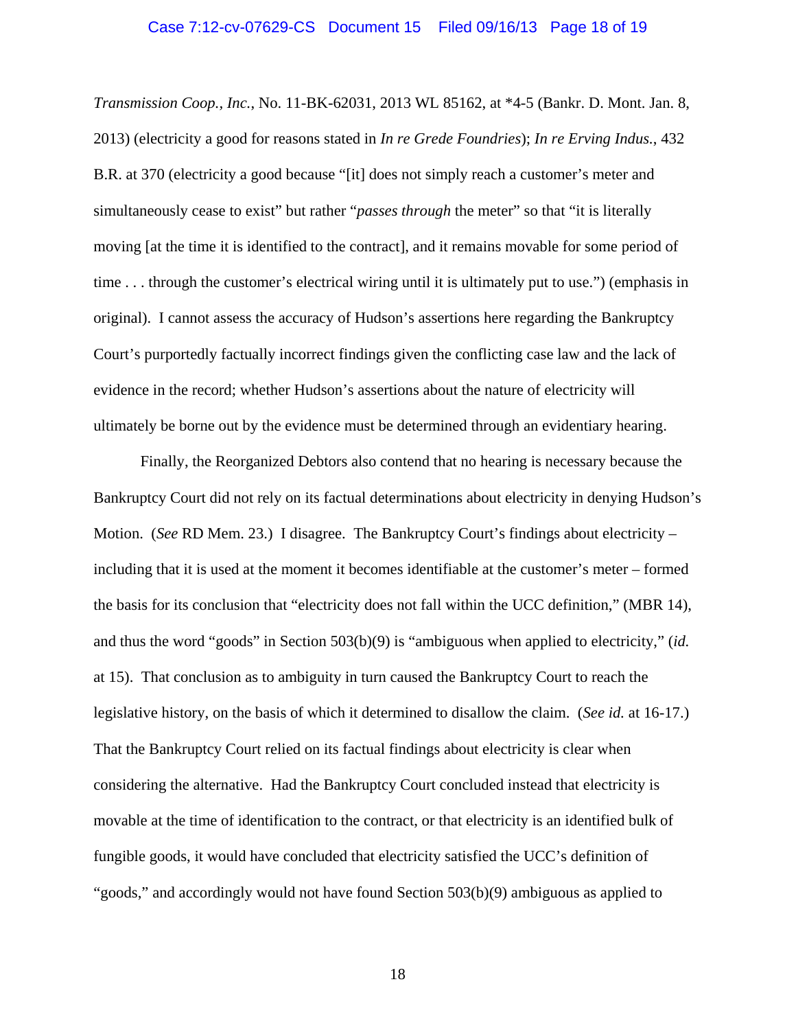*Transmission Coop., Inc.*, No. 11-BK-62031, 2013 WL 85162, at *4-5 (Bankr. D. Mont. Jan. 8, 2013) (electricity a good for reasons stated in *In re Grede Foundries*); *In re Erving Indus.*, 432 B.R. at 370 (electricity a good because "[it] does not simply reach a customer's meter and simultaneously cease to exist" but rather "*passes through* the meter" so that "it is literally moving [at the time it is identified to the contract], and it remains movable for some period of time . . . through the customer's electrical wiring until it is ultimately put to use.") (emphasis in original). I cannot assess the accuracy of Hudson's assertions here regarding the Bankruptcy Court's purportedly factually incorrect findings given the conflicting case law and the lack of evidence in the record; whether Hudson's assertions about the nature of electricity will ultimately be borne out by the evidence must be determined through an evidentiary hearing.

Finally, the Reorganized Debtors also contend that no hearing is necessary because the Bankruptcy Court did not rely on its factual determinations about electricity in denying Hudson's Motion. (*See* RD Mem. 23.) I disagree. The Bankruptcy Court's findings about electricity – including that it is used at the moment it becomes identifiable at the customer's meter – formed the basis for its conclusion that "electricity does not fall within the UCC definition," (MBR 14), and thus the word "goods" in Section 503(b)(9) is "ambiguous when applied to electricity," (*id.* at 15). That conclusion as to ambiguity in turn caused the Bankruptcy Court to reach the legislative history, on the basis of which it determined to disallow the claim. (*See id.* at 16-17.) That the Bankruptcy Court relied on its factual findings about electricity is clear when considering the alternative. Had the Bankruptcy Court concluded instead that electricity is movable at the time of identification to the contract, or that electricity is an identified bulk of fungible goods, it would have concluded that electricity satisfied the UCC's definition of "goods," and accordingly would not have found Section 503(b)(9) ambiguous as applied to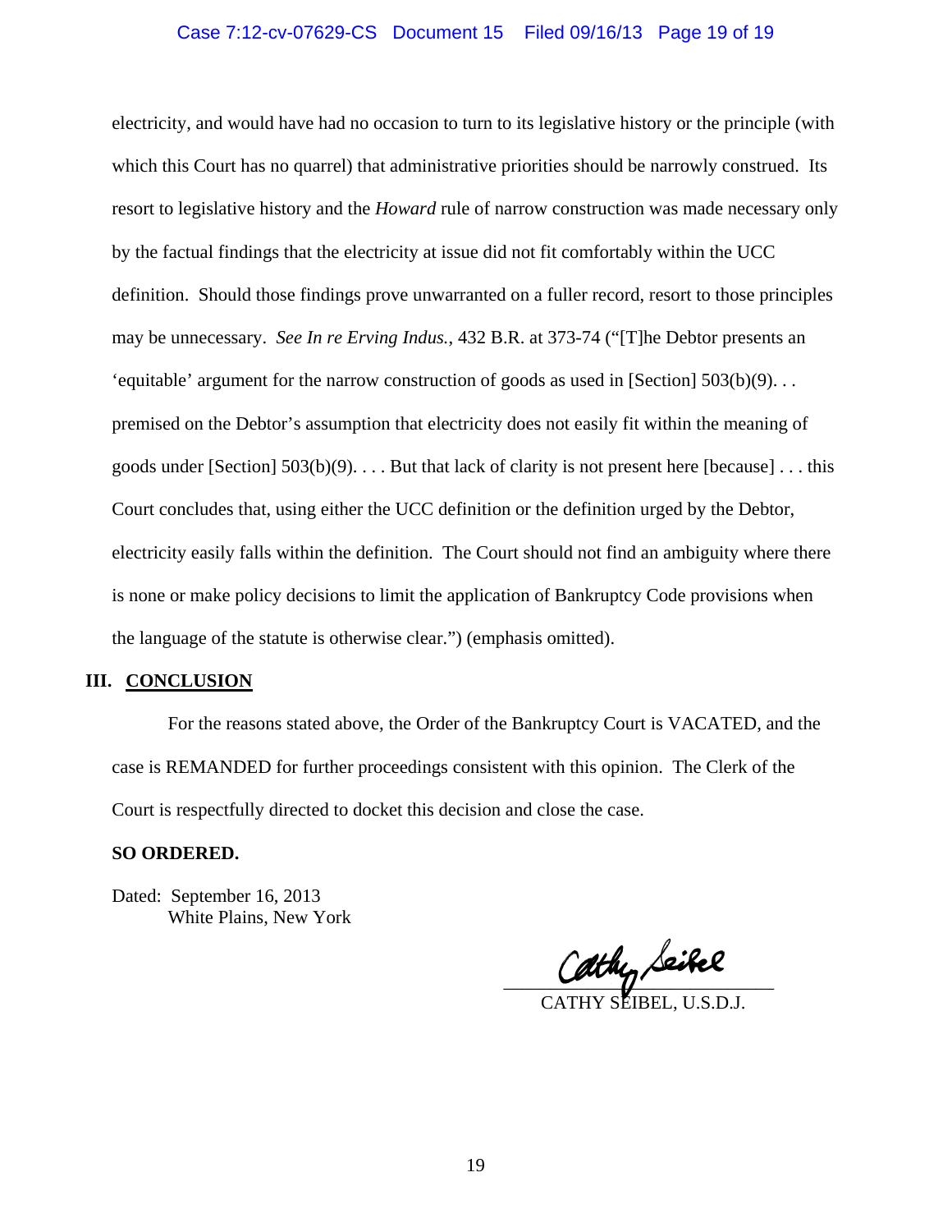electricity, and would have had no occasion to turn to its legislative history or the principle (with which this Court has no quarrel) that administrative priorities should be narrowly construed. Its resort to legislative history and the *Howard* rule of narrow construction was made necessary only by the factual findings that the electricity at issue did not fit comfortably within the UCC definition. Should those findings prove unwarranted on a fuller record, resort to those principles may be unnecessary. *See In re Erving Indus.*, 432 B.R. at 373-74 ("[T]he Debtor presents an 'equitable' argument for the narrow construction of goods as used in [Section] 503(b)(9). . . premised on the Debtor's assumption that electricity does not easily fit within the meaning of goods under [Section] 503(b)(9). . . . But that lack of clarity is not present here [because] . . . this Court concludes that, using either the UCC definition or the definition urged by the Debtor, electricity easily falls within the definition. The Court should not find an ambiguity where there is none or make policy decisions to limit the application of Bankruptcy Code provisions when the language of the statute is otherwise clear.") (emphasis omitted).

## III. CONCLUSION

For the reasons stated above, the Order of the Bankruptcy Court is VACATED, and the case is REMANDED for further proceedings consistent with this opinion. The Clerk of the Court is respectfully directed to docket this decision and close the case.

**SO ORDERED.**

Dated: September 16, 2013
White Plains, New York

Cathy Seibel

CATHY SEIBEL, U.S.D.J.